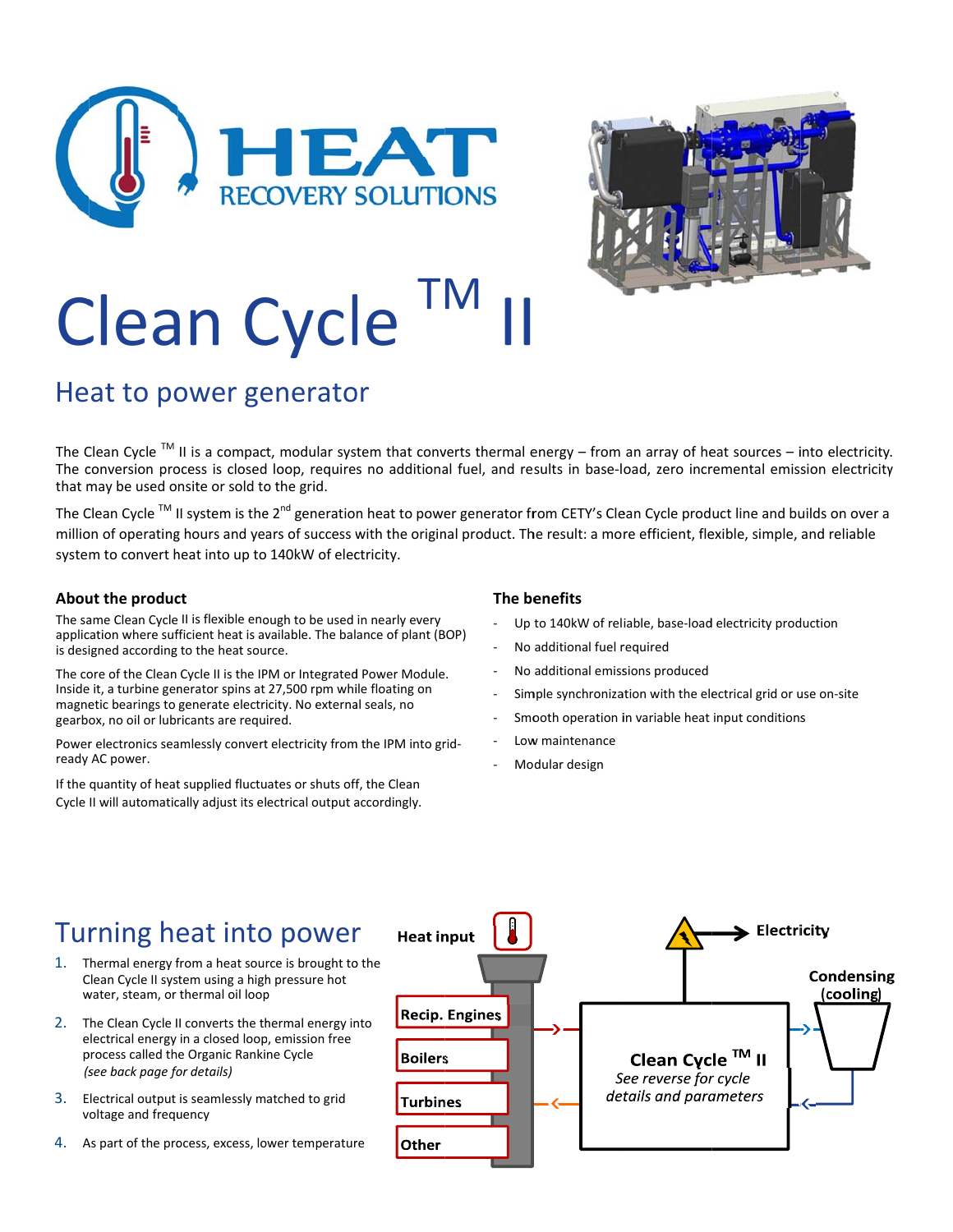# HEAT RECOVERY SOLUTIONS

# Clean Cycle ™ II

## Heat to power generator

The Clean Cycle ™ II is a compact, modular system that converts thermal energy – from an array of heat sources – into electricity. The conversion process is closed loop, requires no additional fuel, and results in base-load, zero incremental emission electricity that may be used onsite or sold to the grid.

The Clean Cycle ™ II system is the 2nd generation heat to power generator from CETY's Clean Cycle product line and builds on over a million of operating hours and years of success with the original product. The result: a more efficient, flexible, simple, and reliable system to convert heat into up to 140kW of electricity.

### About the product

The same Clean Cycle II is flexible enough to be used in nearly every application where sufficient heat is available. The balance of plant (BOP) is designed according to the heat source.

The core of the Clean Cycle II is the IPM or Integrated Power Module. Inside it, a turbine generator spins at 27,500 rpm while floating on magnetic bearings to generate electricity. No external seals, no gearbox, no oil or lubricants are required.

Power electronics seamlessly convert electricity from the IPM into grid-ready AC power.

If the quantity of heat supplied fluctuates or shuts off, the Clean Cycle II will automatically adjust its electrical output accordingly.

### The benefits

- Up to 140kW of reliable, base-load electricity production
- No additional fuel required
- No additional emissions produced
- Simple synchronization with the electrical grid or use on-site
- Smooth operation in variable heat input conditions
- Low maintenance
- Modular design

## Turning heat into power

1. Thermal energy from a heat source is brought to the Clean Cycle II system using a high pressure hot water, steam, or thermal oil loop
2. The Clean Cycle II converts the thermal energy into electrical energy in a closed loop, emission free process called the Organic Rankine Cycle *(see back page for details)*
3. Electrical output is seamlessly matched to grid voltage and frequency
4. As part of the process, excess, lower temperature

Heat input: Recip. Engines, Boilers, Turbines, Other

Electricity

Condensing (cooling)

**Clean Cycle ™ II**
*See reverse for cycle details and parameters*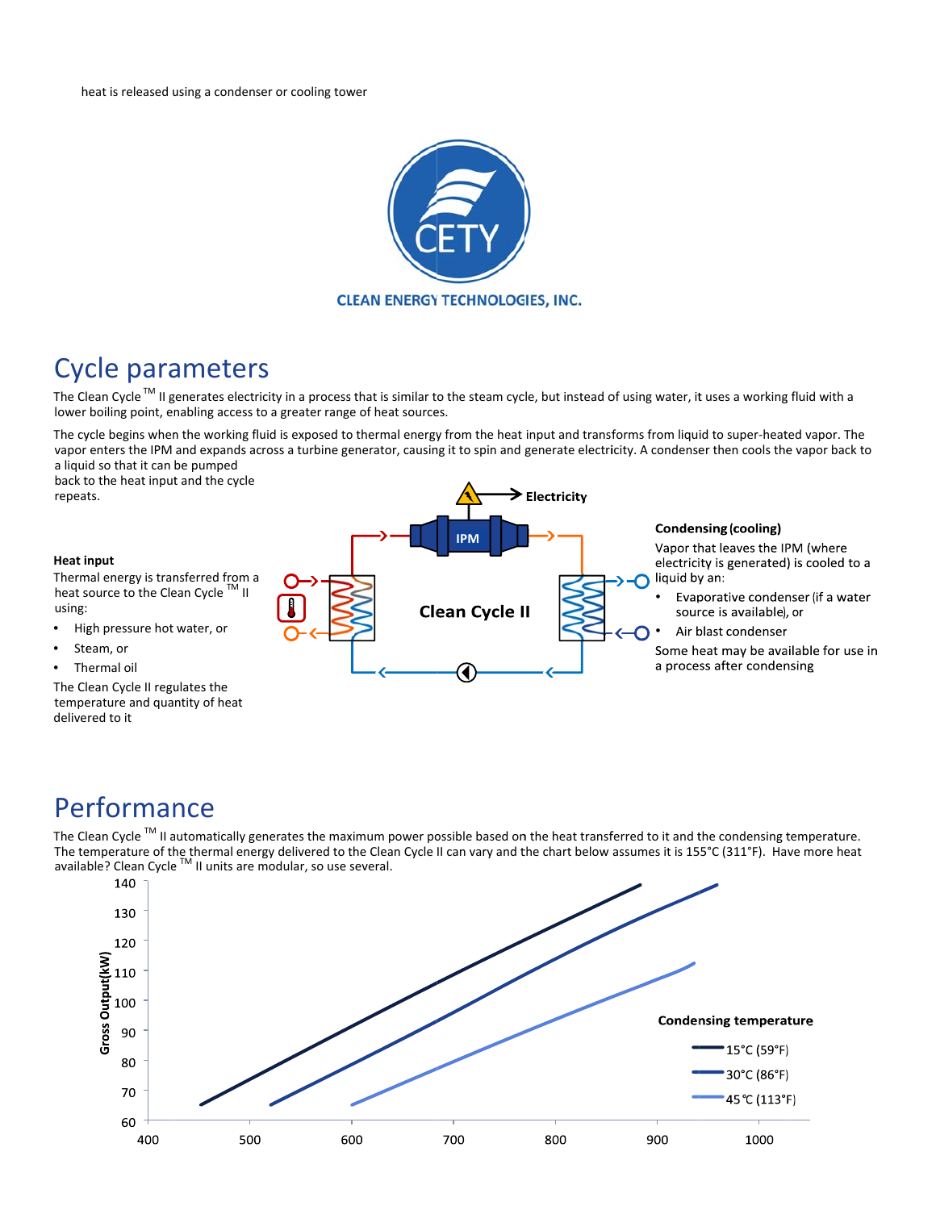heat is released using a condenser or cooling tower

CLEAN ENERGY TECHNOLOGIES, INC.

# Cycle parameters

The Clean Cycle™ II generates electricity in a process that is similar to the steam cycle, but instead of using water, it uses a working fluid with a lower boiling point, enabling access to a greater range of heat sources.

The cycle begins when the working fluid is exposed to thermal energy from the heat input and transforms from liquid to super-heated vapor. The vapor enters the IPM and expands across a turbine generator, causing it to spin and generate electricity. A condenser then cools the vapor back to a liquid so that it can be pumped back to the heat input and the cycle repeats.

**Heat input**

Thermal energy is transferred from a heat source to the Clean Cycle™ II using:

- High pressure hot water, or
- Steam, or
- Thermal oil

The Clean Cycle II regulates the temperature and quantity of heat delivered to it

**Condensing (cooling)**

Vapor that leaves the IPM (where electricity is generated) is cooled to a liquid by an:

- Evaporative condenser (if a water source is available), or
- Air blast condenser

Some heat may be available for use in a process after condensing

# Performance

The Clean Cycle™ II automatically generates the maximum power possible based on the heat transferred to it and the condensing temperature. The temperature of the thermal energy delivered to the Clean Cycle II can vary and the chart below assumes it is 155°C (311°F). Have more heat available? Clean Cycle™ II units are modular, so use several.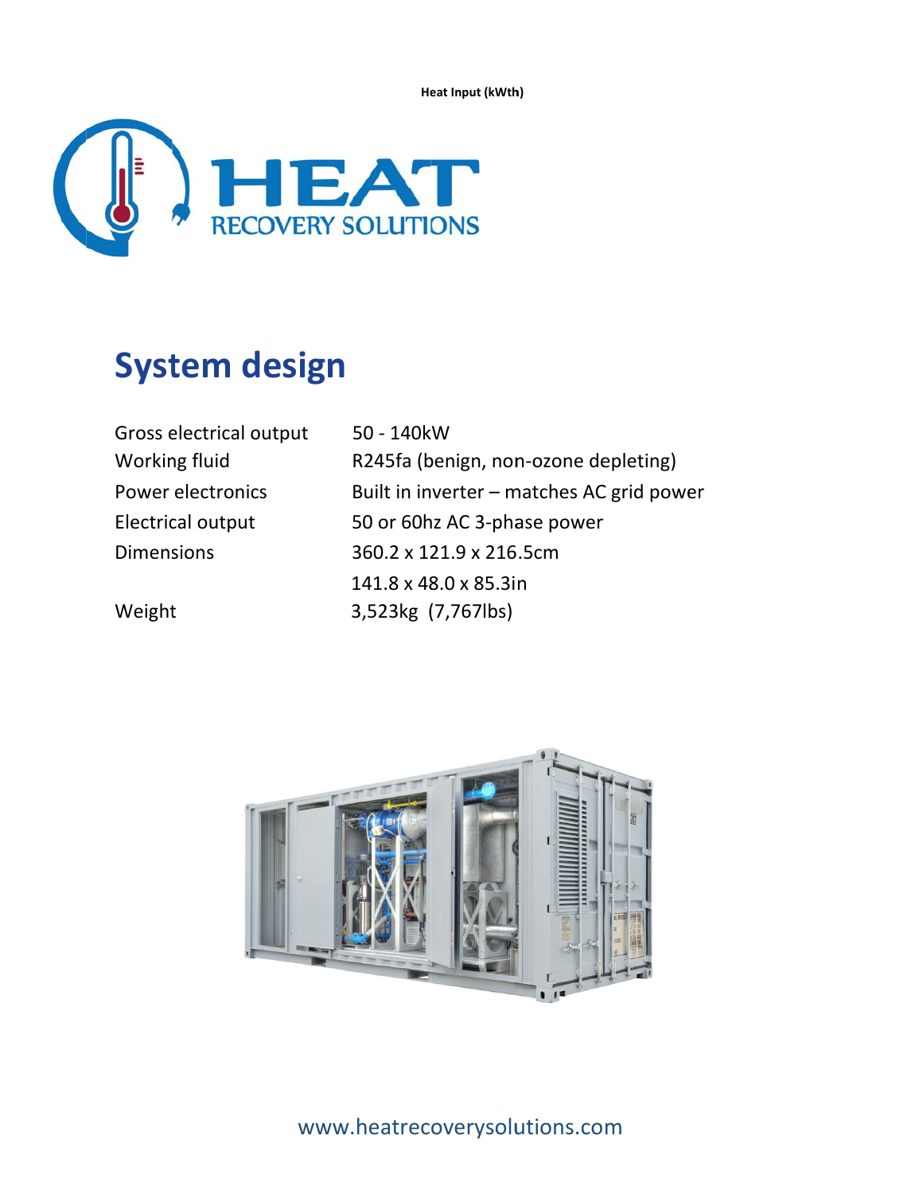Heat Input (kWth)

HEAT RECOVERY SOLUTIONS

# System design

| | |
|---|---|
| Gross electrical output | 50 - 140kW |
| Working fluid | R245fa (benign, non-ozone depleting) |
| Power electronics | Built in inverter – matches AC grid power |
| Electrical output | 50 or 60hz AC 3-phase power |
| Dimensions | 360.2 x 121.9 x 216.5cm<br>141.8 x 48.0 x 85.3in |
| Weight | 3,523kg (7,767lbs) |

www.heatrecoverysolutions.com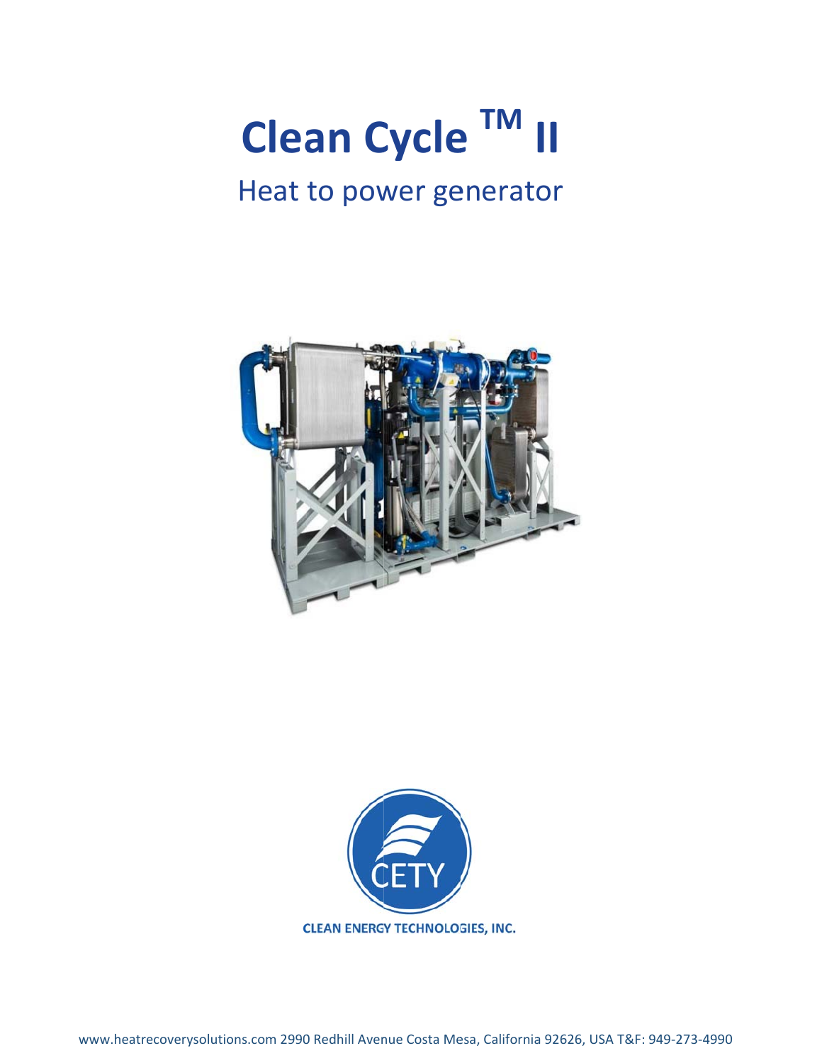# Clean Cycle ™ II

## Heat to power generator

CLEAN ENERGY TECHNOLOGIES, INC.

www.heatrecoverysolutions.com 2990 Redhill Avenue Costa Mesa, California 92626, USA T&F: 949-273-4990